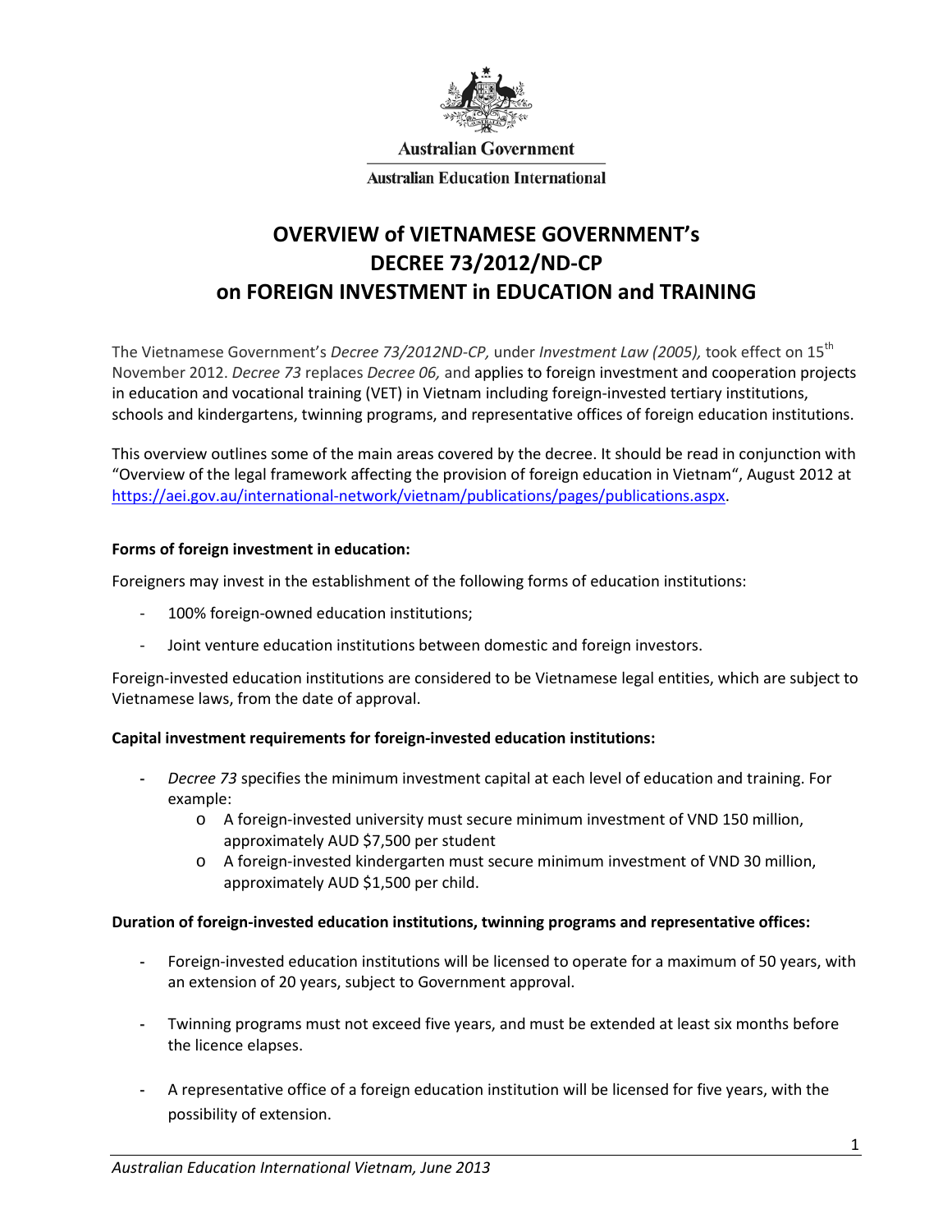Australian Government

Australian Education International

# OVERVIEW of VIETNAMESE GOVERNMENT's DECREE 73/2012/ND-CP on FOREIGN INVESTMENT in EDUCATION and TRAINING

The Vietnamese Government's *Decree 73/2012ND-CP,* under *Investment Law (2005),* took effect on 15th November 2012. *Decree 73* replaces *Decree 06,* and applies to foreign investment and cooperation projects in education and vocational training (VET) in Vietnam including foreign-invested tertiary institutions, schools and kindergartens, twinning programs, and representative offices of foreign education institutions.

This overview outlines some of the main areas covered by the decree. It should be read in conjunction with "Overview of the legal framework affecting the provision of foreign education in Vietnam", August 2012 at https://aei.gov.au/international-network/vietnam/publications/pages/publications.aspx.

**Forms of foreign investment in education:**

Foreigners may invest in the establishment of the following forms of education institutions:

- 100% foreign-owned education institutions;
- Joint venture education institutions between domestic and foreign investors.

Foreign-invested education institutions are considered to be Vietnamese legal entities, which are subject to Vietnamese laws, from the date of approval.

**Capital investment requirements for foreign-invested education institutions:**

- *Decree 73* specifies the minimum investment capital at each level of education and training. For example:
  - A foreign-invested university must secure minimum investment of VND 150 million, approximately AUD $7,500 per student
  - A foreign-invested kindergarten must secure minimum investment of VND 30 million, approximately AUD $1,500 per child.

**Duration of foreign-invested education institutions, twinning programs and representative offices:**

- Foreign-invested education institutions will be licensed to operate for a maximum of 50 years, with an extension of 20 years, subject to Government approval.
- Twinning programs must not exceed five years, and must be extended at least six months before the licence elapses.
- A representative office of a foreign education institution will be licensed for five years, with the possibility of extension.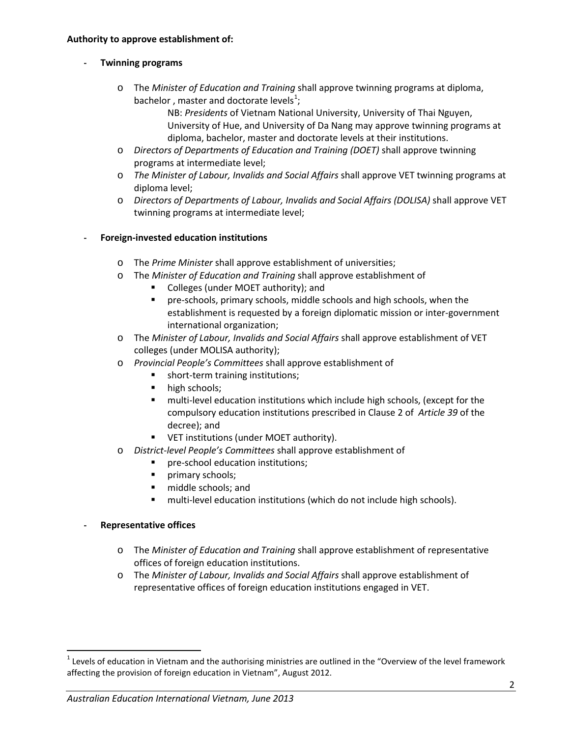**Authority to approve establishment of:**

- **Twinning programs**
  - The *Minister of Education and Training* shall approve twinning programs at diploma, bachelor , master and doctorate levels[1];

    NB: *Presidents* of Vietnam National University, University of Thai Nguyen, University of Hue, and University of Da Nang may approve twinning programs at diploma, bachelor, master and doctorate levels at their institutions.
  - *Directors of Departments of Education and Training (DOET)* shall approve twinning programs at intermediate level;
  - *The Minister of Labour, Invalids and Social Affairs* shall approve VET twinning programs at diploma level;
  - *Directors of Departments of Labour, Invalids and Social Affairs (DOLISA)* shall approve VET twinning programs at intermediate level;

- **Foreign-invested education institutions**
  - The *Prime Minister* shall approve establishment of universities;
  - The *Minister of Education and Training* shall approve establishment of
    - Colleges (under MOET authority); and
    - pre-schools, primary schools, middle schools and high schools, when the establishment is requested by a foreign diplomatic mission or inter-government international organization;
  - The *Minister of Labour, Invalids and Social Affairs* shall approve establishment of VET colleges (under MOLISA authority);
  - *Provincial People's Committees* shall approve establishment of
    - short-term training institutions;
    - high schools;
    - multi-level education institutions which include high schools, (except for the compulsory education institutions prescribed in Clause 2 of *Article 39* of the decree); and
    - VET institutions (under MOET authority).
  - *District-level People's Committees* shall approve establishment of
    - pre-school education institutions;
    - primary schools;
    - middle schools; and
    - multi-level education institutions (which do not include high schools).

- **Representative offices**
  - The *Minister of Education and Training* shall approve establishment of representative offices of foreign education institutions.
  - The *Minister of Labour, Invalids and Social Affairs* shall approve establishment of representative offices of foreign education institutions engaged in VET.

---

[1] Levels of education in Vietnam and the authorising ministries are outlined in the "Overview of the level framework affecting the provision of foreign education in Vietnam", August 2012.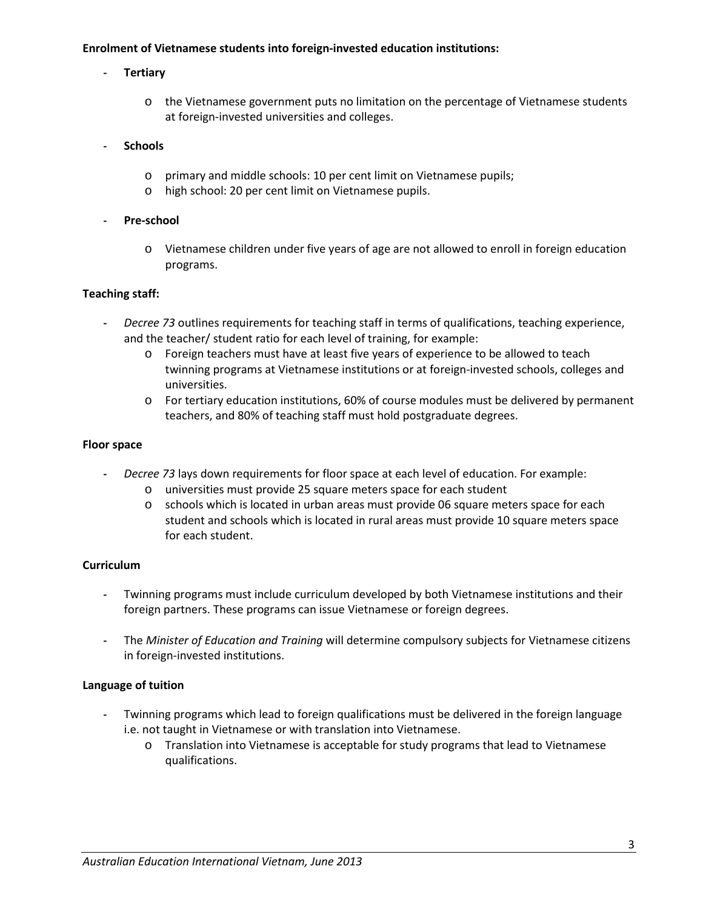**Enrolment of Vietnamese students into foreign-invested education institutions:**

- **Tertiary**
  - the Vietnamese government puts no limitation on the percentage of Vietnamese students at foreign-invested universities and colleges.

- **Schools**
  - primary and middle schools: 10 per cent limit on Vietnamese pupils;
  - high school: 20 per cent limit on Vietnamese pupils.

- **Pre-school**
  - Vietnamese children under five years of age are not allowed to enroll in foreign education programs.

**Teaching staff:**

- *Decree 73* outlines requirements for teaching staff in terms of qualifications, teaching experience, and the teacher/ student ratio for each level of training, for example:
  - Foreign teachers must have at least five years of experience to be allowed to teach twinning programs at Vietnamese institutions or at foreign-invested schools, colleges and universities.
  - For tertiary education institutions, 60% of course modules must be delivered by permanent teachers, and 80% of teaching staff must hold postgraduate degrees.

**Floor space**

- *Decree 73* lays down requirements for floor space at each level of education. For example:
  - universities must provide 25 square meters space for each student
  - schools which is located in urban areas must provide 06 square meters space for each student and schools which is located in rural areas must provide 10 square meters space for each student.

**Curriculum**

- Twinning programs must include curriculum developed by both Vietnamese institutions and their foreign partners. These programs can issue Vietnamese or foreign degrees.

- The *Minister of Education and Training* will determine compulsory subjects for Vietnamese citizens in foreign-invested institutions.

**Language of tuition**

- Twinning programs which lead to foreign qualifications must be delivered in the foreign language i.e. not taught in Vietnamese or with translation into Vietnamese.
  - Translation into Vietnamese is acceptable for study programs that lead to Vietnamese qualifications.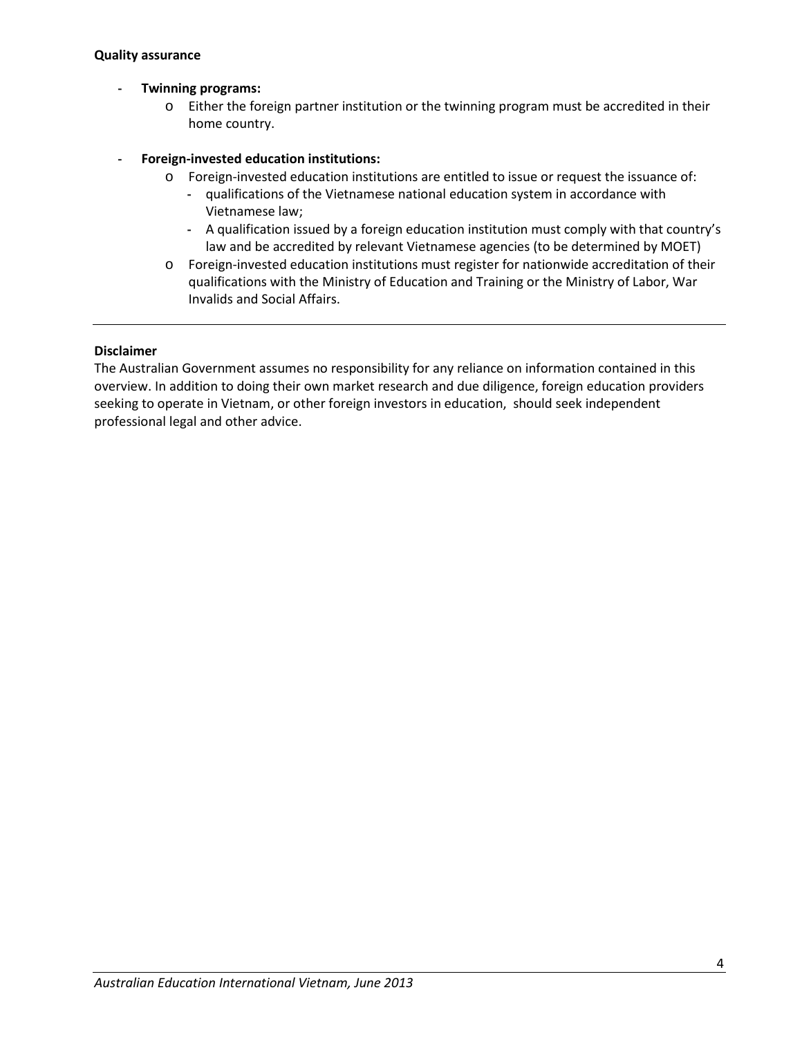**Quality assurance**

- **Twinning programs:**
    - Either the foreign partner institution or the twinning program must be accredited in their home country.

- **Foreign-invested education institutions:**
    - Foreign-invested education institutions are entitled to issue or request the issuance of:
        - qualifications of the Vietnamese national education system in accordance with Vietnamese law;
        - A qualification issued by a foreign education institution must comply with that country's law and be accredited by relevant Vietnamese agencies (to be determined by MOET)
    - Foreign-invested education institutions must register for nationwide accreditation of their qualifications with the Ministry of Education and Training or the Ministry of Labor, War Invalids and Social Affairs.

---

**Disclaimer**

The Australian Government assumes no responsibility for any reliance on information contained in this overview. In addition to doing their own market research and due diligence, foreign education providers seeking to operate in Vietnam, or other foreign investors in education, should seek independent professional legal and other advice.